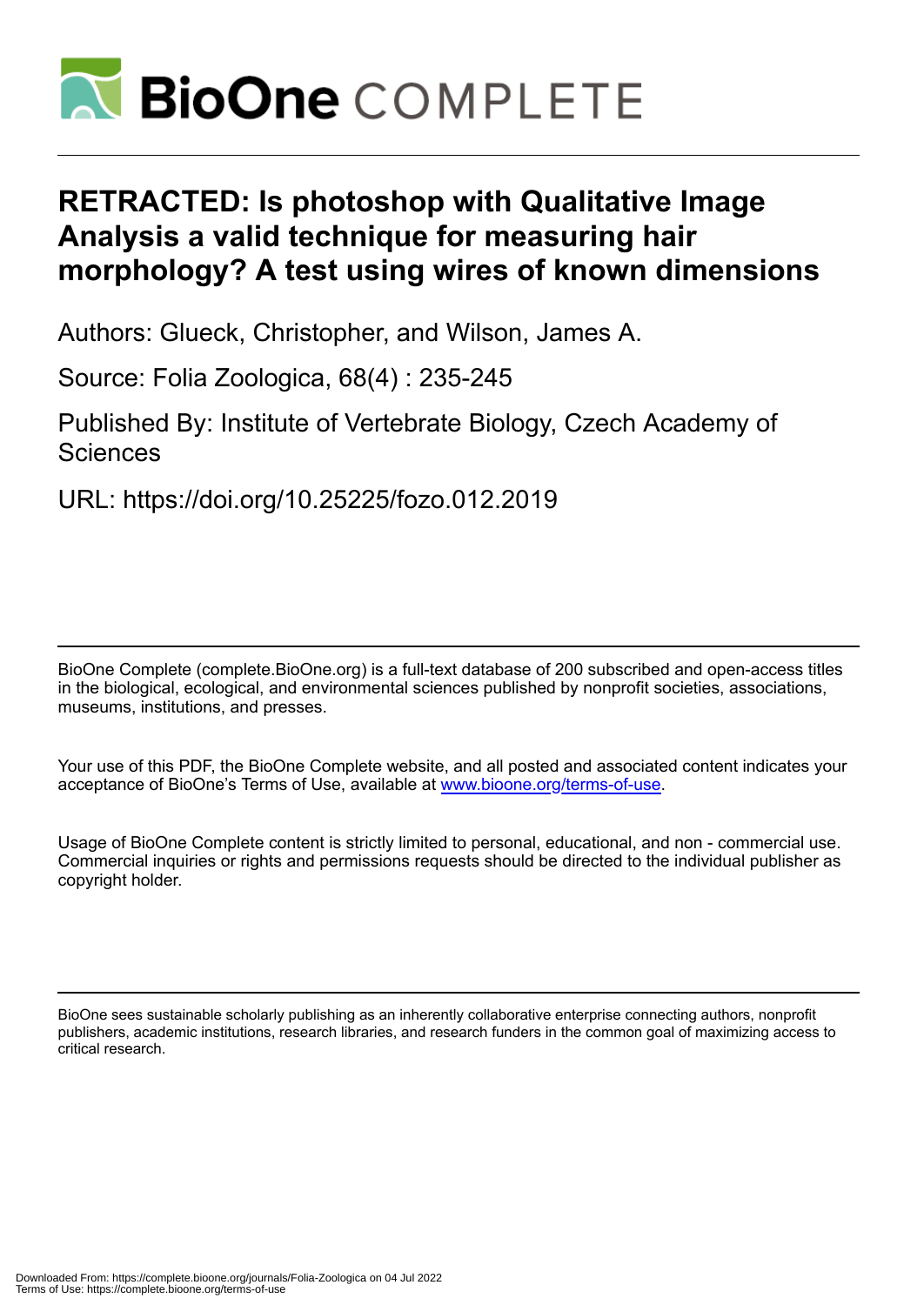# BioOne COMPLETE

# RETRACTED: Is photoshop with Qualitative Image Analysis a valid technique for measuring hair morphology? A test using wires of known dimensions

Authors: Glueck, Christopher, and Wilson, James A.

Source: Folia Zoologica, 68(4) : 235-245

Published By: Institute of Vertebrate Biology, Czech Academy of Sciences

URL: https://doi.org/10.25225/fozo.012.2019

---

BioOne Complete (complete.BioOne.org) is a full-text database of 200 subscribed and open-access titles in the biological, ecological, and environmental sciences published by nonprofit societies, associations, museums, institutions, and presses.

Your use of this PDF, the BioOne Complete website, and all posted and associated content indicates your acceptance of BioOne's Terms of Use, available at www.bioone.org/terms-of-use.

Usage of BioOne Complete content is strictly limited to personal, educational, and non - commercial use. Commercial inquiries or rights and permissions requests should be directed to the individual publisher as copyright holder.

---

BioOne sees sustainable scholarly publishing as an inherently collaborative enterprise connecting authors, nonprofit publishers, academic institutions, research libraries, and research funders in the common goal of maximizing access to critical research.

Downloaded From: https://complete.bioone.org/journals/Folia-Zoologica on 04 Jul 2022
Terms of Use: https://complete.bioone.org/terms-of-use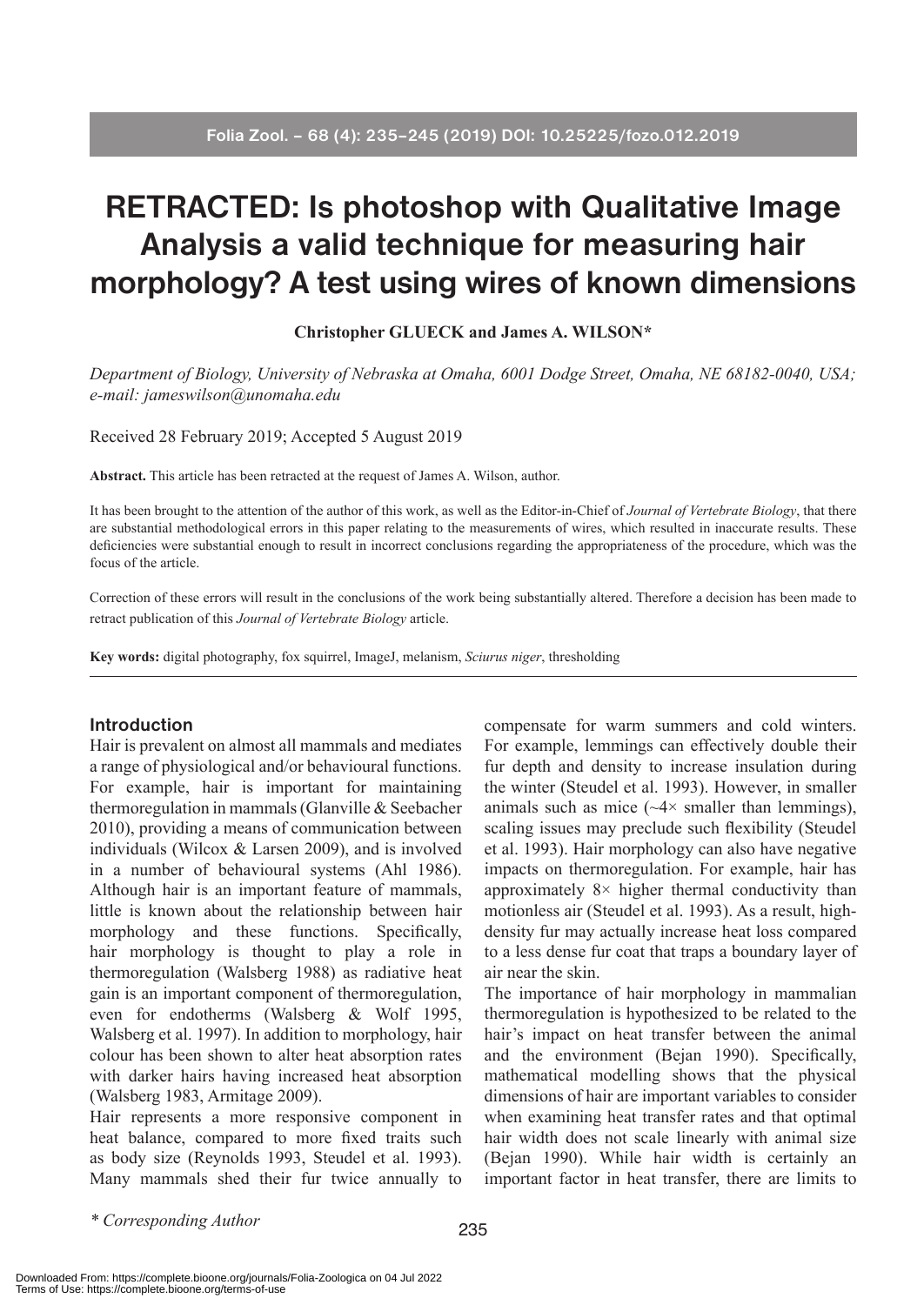# RETRACTED: Is photoshop with Qualitative Image Analysis a valid technique for measuring hair morphology? A test using wires of known dimensions

**Christopher GLUECK and James A. WILSON***

*Department of Biology, University of Nebraska at Omaha, 6001 Dodge Street, Omaha, NE 68182-0040, USA; e-mail: jameswilson@unomaha.edu*

Received 28 February 2019; Accepted 5 August 2019

**Abstract.** This article has been retracted at the request of James A. Wilson, author.

It has been brought to the attention of the author of this work, as well as the Editor-in-Chief of *Journal of Vertebrate Biology*, that there are substantial methodological errors in this paper relating to the measurements of wires, which resulted in inaccurate results. These deficiencies were substantial enough to result in incorrect conclusions regarding the appropriateness of the procedure, which was the focus of the article.

Correction of these errors will result in the conclusions of the work being substantially altered. Therefore a decision has been made to retract publication of this *Journal of Vertebrate Biology* article.

**Key words:** digital photography, fox squirrel, ImageJ, melanism, *Sciurus niger*, thresholding

## Introduction

Hair is prevalent on almost all mammals and mediates a range of physiological and/or behavioural functions. For example, hair is important for maintaining thermoregulation in mammals (Glanville & Seebacher 2010), providing a means of communication between individuals (Wilcox & Larsen 2009), and is involved in a number of behavioural systems (Ahl 1986). Although hair is an important feature of mammals, little is known about the relationship between hair morphology and these functions. Specifically, hair morphology is thought to play a role in thermoregulation (Walsberg 1988) as radiative heat gain is an important component of thermoregulation, even for endotherms (Walsberg & Wolf 1995, Walsberg et al. 1997). In addition to morphology, hair colour has been shown to alter heat absorption rates with darker hairs having increased heat absorption (Walsberg 1983, Armitage 2009).

Hair represents a more responsive component in heat balance, compared to more fixed traits such as body size (Reynolds 1993, Steudel et al. 1993). Many mammals shed their fur twice annually to compensate for warm summers and cold winters. For example, lemmings can effectively double their fur depth and density to increase insulation during the winter (Steudel et al. 1993). However, in smaller animals such as mice (~4× smaller than lemmings), scaling issues may preclude such flexibility (Steudel et al. 1993). Hair morphology can also have negative impacts on thermoregulation. For example, hair has approximately 8× higher thermal conductivity than motionless air (Steudel et al. 1993). As a result, high-density fur may actually increase heat loss compared to a less dense fur coat that traps a boundary layer of air near the skin.

The importance of hair morphology in mammalian thermoregulation is hypothesized to be related to the hair's impact on heat transfer between the animal and the environment (Bejan 1990). Specifically, mathematical modelling shows that the physical dimensions of hair are important variables to consider when examining heat transfer rates and that optimal hair width does not scale linearly with animal size (Bejan 1990). While hair width is certainly an important factor in heat transfer, there are limits to

*\* Corresponding Author*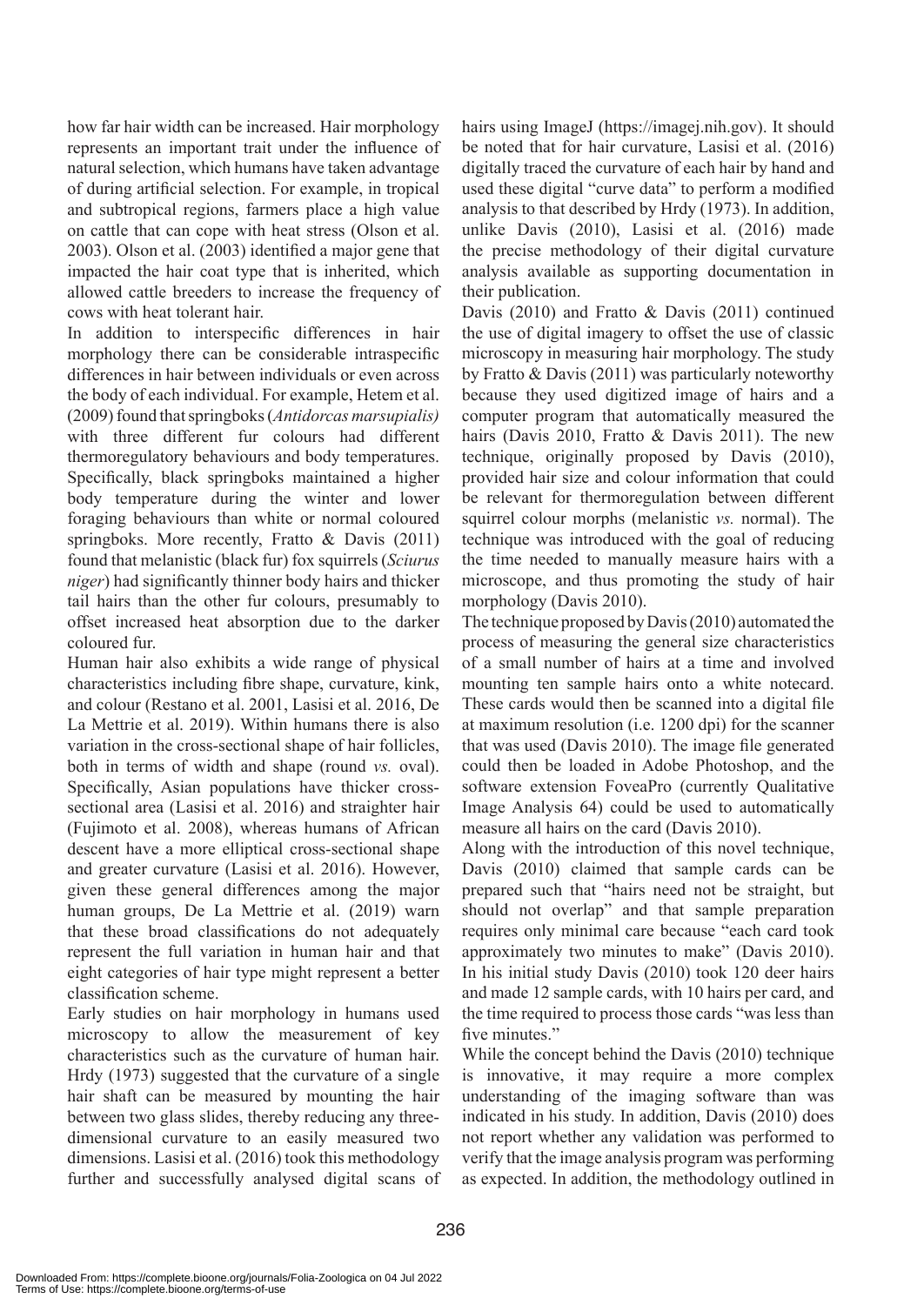how far hair width can be increased. Hair morphology represents an important trait under the influence of natural selection, which humans have taken advantage of during artificial selection. For example, in tropical and subtropical regions, farmers place a high value on cattle that can cope with heat stress (Olson et al. 2003). Olson et al. (2003) identified a major gene that impacted the hair coat type that is inherited, which allowed cattle breeders to increase the frequency of cows with heat tolerant hair.

In addition to interspecific differences in hair morphology there can be considerable intraspecific differences in hair between individuals or even across the body of each individual. For example, Hetem et al. (2009) found that springboks (*Antidorcas marsupialis)* with three different fur colours had different thermoregulatory behaviours and body temperatures. Specifically, black springboks maintained a higher body temperature during the winter and lower foraging behaviours than white or normal coloured springboks. More recently, Fratto & Davis (2011) found that melanistic (black fur) fox squirrels (*Sciurus niger*) had significantly thinner body hairs and thicker tail hairs than the other fur colours, presumably to offset increased heat absorption due to the darker coloured fur.

Human hair also exhibits a wide range of physical characteristics including fibre shape, curvature, kink, and colour (Restano et al. 2001, Lasisi et al. 2016, De La Mettrie et al. 2019). Within humans there is also variation in the cross-sectional shape of hair follicles, both in terms of width and shape (round *vs.* oval). Specifically, Asian populations have thicker cross-sectional area (Lasisi et al. 2016) and straighter hair (Fujimoto et al. 2008), whereas humans of African descent have a more elliptical cross-sectional shape and greater curvature (Lasisi et al. 2016). However, given these general differences among the major human groups, De La Mettrie et al. (2019) warn that these broad classifications do not adequately represent the full variation in human hair and that eight categories of hair type might represent a better classification scheme.

Early studies on hair morphology in humans used microscopy to allow the measurement of key characteristics such as the curvature of human hair. Hrdy (1973) suggested that the curvature of a single hair shaft can be measured by mounting the hair between two glass slides, thereby reducing any three-dimensional curvature to an easily measured two dimensions. Lasisi et al. (2016) took this methodology further and successfully analysed digital scans of hairs using ImageJ (https://imagej.nih.gov). It should be noted that for hair curvature, Lasisi et al. (2016) digitally traced the curvature of each hair by hand and used these digital "curve data" to perform a modified analysis to that described by Hrdy (1973). In addition, unlike Davis (2010), Lasisi et al. (2016) made the precise methodology of their digital curvature analysis available as supporting documentation in their publication.

Davis (2010) and Fratto & Davis (2011) continued the use of digital imagery to offset the use of classic microscopy in measuring hair morphology. The study by Fratto & Davis (2011) was particularly noteworthy because they used digitized image of hairs and a computer program that automatically measured the hairs (Davis 2010, Fratto & Davis 2011). The new technique, originally proposed by Davis (2010), provided hair size and colour information that could be relevant for thermoregulation between different squirrel colour morphs (melanistic *vs.* normal). The technique was introduced with the goal of reducing the time needed to manually measure hairs with a microscope, and thus promoting the study of hair morphology (Davis 2010).

The technique proposed by Davis (2010) automated the process of measuring the general size characteristics of a small number of hairs at a time and involved mounting ten sample hairs onto a white notecard. These cards would then be scanned into a digital file at maximum resolution (i.e. 1200 dpi) for the scanner that was used (Davis 2010). The image file generated could then be loaded in Adobe Photoshop, and the software extension FoveaPro (currently Qualitative Image Analysis 64) could be used to automatically measure all hairs on the card (Davis 2010).

Along with the introduction of this novel technique, Davis (2010) claimed that sample cards can be prepared such that "hairs need not be straight, but should not overlap" and that sample preparation requires only minimal care because "each card took approximately two minutes to make" (Davis 2010). In his initial study Davis (2010) took 120 deer hairs and made 12 sample cards, with 10 hairs per card, and the time required to process those cards "was less than five minutes."

While the concept behind the Davis (2010) technique is innovative, it may require a more complex understanding of the imaging software than was indicated in his study. In addition, Davis (2010) does not report whether any validation was performed to verify that the image analysis program was performing as expected. In addition, the methodology outlined in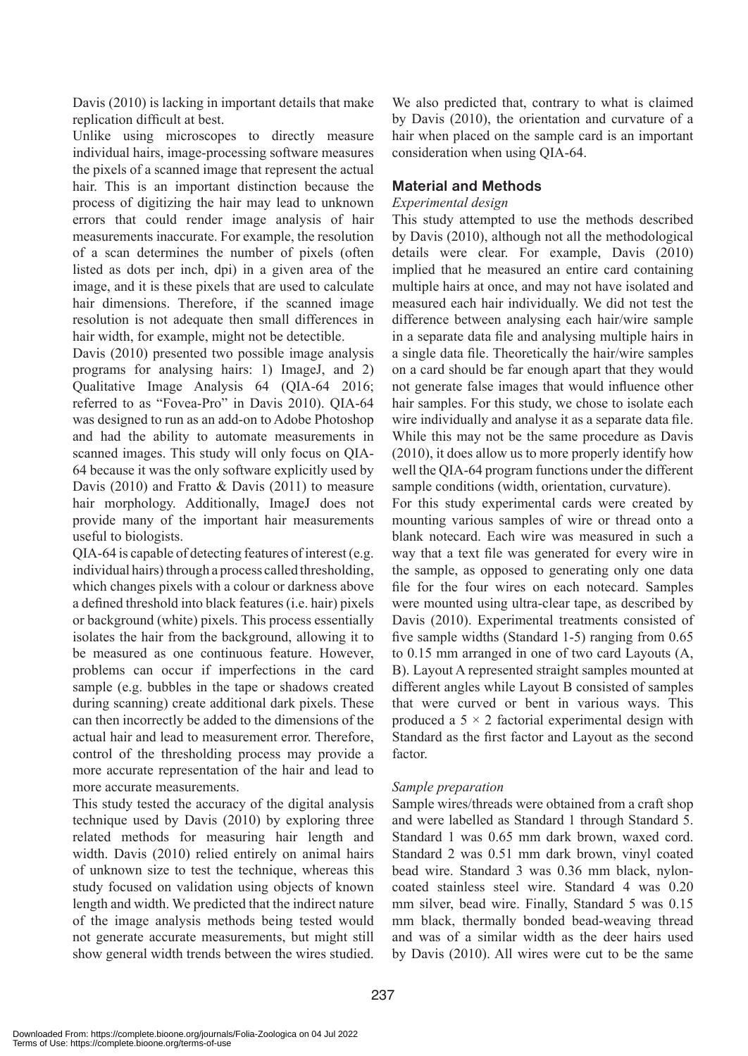Davis (2010) is lacking in important details that make replication difficult at best.

Unlike using microscopes to directly measure individual hairs, image-processing software measures the pixels of a scanned image that represent the actual hair. This is an important distinction because the process of digitizing the hair may lead to unknown errors that could render image analysis of hair measurements inaccurate. For example, the resolution of a scan determines the number of pixels (often listed as dots per inch, dpi) in a given area of the image, and it is these pixels that are used to calculate hair dimensions. Therefore, if the scanned image resolution is not adequate then small differences in hair width, for example, might not be detectible.

Davis (2010) presented two possible image analysis programs for analysing hairs: 1) ImageJ, and 2) Qualitative Image Analysis 64 (QIA-64 2016; referred to as "Fovea-Pro" in Davis 2010). QIA-64 was designed to run as an add-on to Adobe Photoshop and had the ability to automate measurements in scanned images. This study will only focus on QIA-64 because it was the only software explicitly used by Davis (2010) and Fratto & Davis (2011) to measure hair morphology. Additionally, ImageJ does not provide many of the important hair measurements useful to biologists.

QIA-64 is capable of detecting features of interest (e.g. individual hairs) through a process called thresholding, which changes pixels with a colour or darkness above a defined threshold into black features (i.e. hair) pixels or background (white) pixels. This process essentially isolates the hair from the background, allowing it to be measured as one continuous feature. However, problems can occur if imperfections in the card sample (e.g. bubbles in the tape or shadows created during scanning) create additional dark pixels. These can then incorrectly be added to the dimensions of the actual hair and lead to measurement error. Therefore, control of the thresholding process may provide a more accurate representation of the hair and lead to more accurate measurements.

This study tested the accuracy of the digital analysis technique used by Davis (2010) by exploring three related methods for measuring hair length and width. Davis (2010) relied entirely on animal hairs of unknown size to test the technique, whereas this study focused on validation using objects of known length and width. We predicted that the indirect nature of the image analysis methods being tested would not generate accurate measurements, but might still show general width trends between the wires studied. We also predicted that, contrary to what is claimed by Davis (2010), the orientation and curvature of a hair when placed on the sample card is an important consideration when using QIA-64.

## Material and Methods

### *Experimental design*

This study attempted to use the methods described by Davis (2010), although not all the methodological details were clear. For example, Davis (2010) implied that he measured an entire card containing multiple hairs at once, and may not have isolated and measured each hair individually. We did not test the difference between analysing each hair/wire sample in a separate data file and analysing multiple hairs in a single data file. Theoretically the hair/wire samples on a card should be far enough apart that they would not generate false images that would influence other hair samples. For this study, we chose to isolate each wire individually and analyse it as a separate data file. While this may not be the same procedure as Davis (2010), it does allow us to more properly identify how well the QIA-64 program functions under the different sample conditions (width, orientation, curvature).

For this study experimental cards were created by mounting various samples of wire or thread onto a blank notecard. Each wire was measured in such a way that a text file was generated for every wire in the sample, as opposed to generating only one data file for the four wires on each notecard. Samples were mounted using ultra-clear tape, as described by Davis (2010). Experimental treatments consisted of five sample widths (Standard 1-5) ranging from 0.65 to 0.15 mm arranged in one of two card Layouts (A, B). Layout A represented straight samples mounted at different angles while Layout B consisted of samples that were curved or bent in various ways. This produced a $5 \times 2$ factorial experimental design with Standard as the first factor and Layout as the second factor.

### *Sample preparation*

Sample wires/threads were obtained from a craft shop and were labelled as Standard 1 through Standard 5. Standard 1 was 0.65 mm dark brown, waxed cord. Standard 2 was 0.51 mm dark brown, vinyl coated bead wire. Standard 3 was 0.36 mm black, nylon-coated stainless steel wire. Standard 4 was 0.20 mm silver, bead wire. Finally, Standard 5 was 0.15 mm black, thermally bonded bead-weaving thread and was of a similar width as the deer hairs used by Davis (2010). All wires were cut to be the same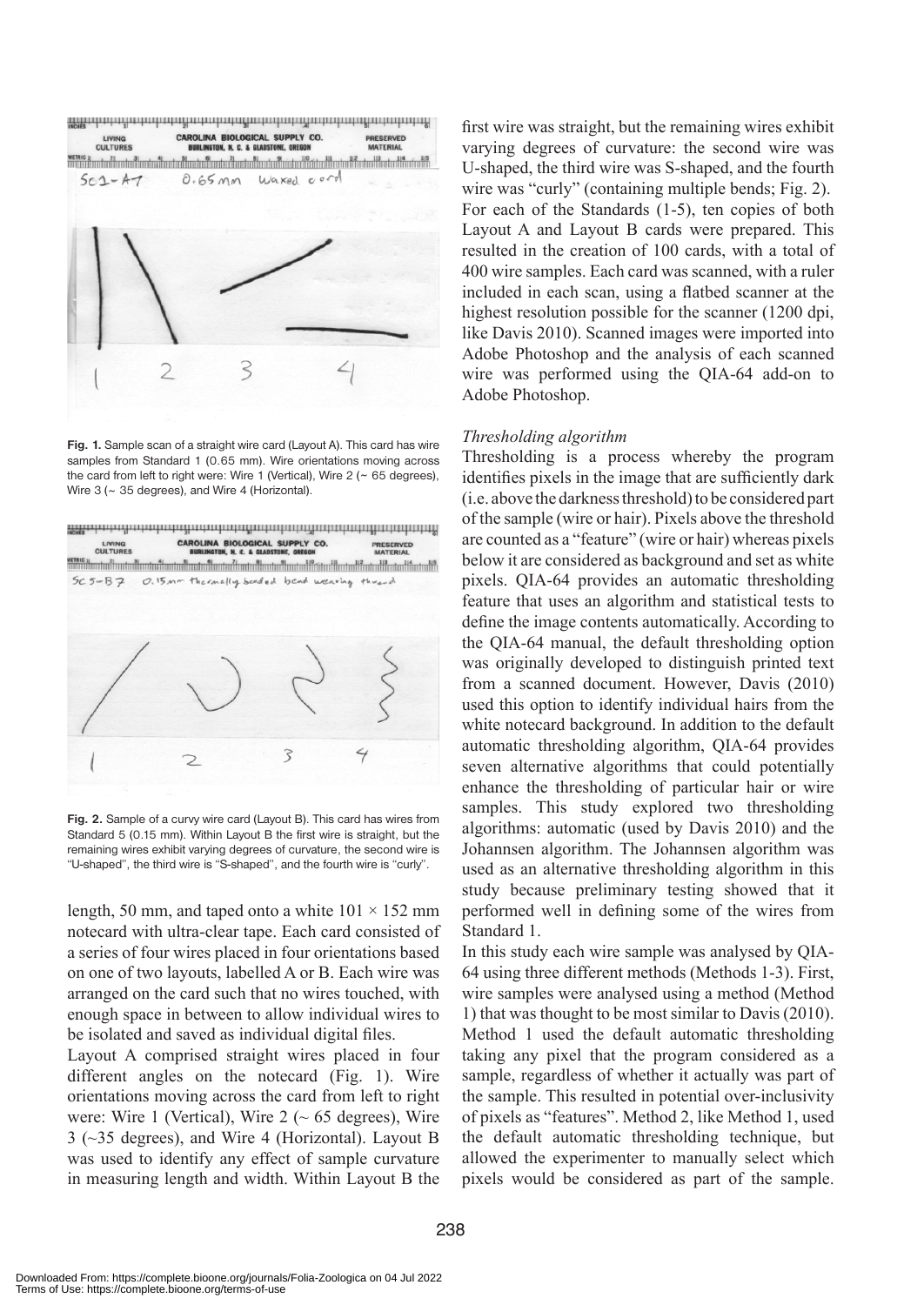Fig. 1. Sample scan of a straight wire card (Layout A). This card has wire samples from Standard 1 (0.65 mm). Wire orientations moving across the card from left to right were: Wire 1 (Vertical), Wire 2 (~ 65 degrees), Wire 3 (~ 35 degrees), and Wire 4 (Horizontal).

Fig. 2. Sample of a curvy wire card (Layout B). This card has wires from Standard 5 (0.15 mm). Within Layout B the first wire is straight, but the remaining wires exhibit varying degrees of curvature, the second wire is "U-shaped", the third wire is "S-shaped", and the fourth wire is "curly".

length, 50 mm, and taped onto a white 101 × 152 mm notecard with ultra-clear tape. Each card consisted of a series of four wires placed in four orientations based on one of two layouts, labelled A or B. Each wire was arranged on the card such that no wires touched, with enough space in between to allow individual wires to be isolated and saved as individual digital files.

Layout A comprised straight wires placed in four different angles on the notecard (Fig. 1). Wire orientations moving across the card from left to right were: Wire 1 (Vertical), Wire 2 (~ 65 degrees), Wire 3 (~35 degrees), and Wire 4 (Horizontal). Layout B was used to identify any effect of sample curvature in measuring length and width. Within Layout B the first wire was straight, but the remaining wires exhibit varying degrees of curvature: the second wire was U-shaped, the third wire was S-shaped, and the fourth wire was "curly" (containing multiple bends; Fig. 2). For each of the Standards (1-5), ten copies of both Layout A and Layout B cards were prepared. This resulted in the creation of 100 cards, with a total of 400 wire samples. Each card was scanned, with a ruler included in each scan, using a flatbed scanner at the highest resolution possible for the scanner (1200 dpi, like Davis 2010). Scanned images were imported into Adobe Photoshop and the analysis of each scanned wire was performed using the QIA-64 add-on to Adobe Photoshop.

*Thresholding algorithm*

Thresholding is a process whereby the program identifies pixels in the image that are sufficiently dark (i.e. above the darkness threshold) to be considered part of the sample (wire or hair). Pixels above the threshold are counted as a "feature" (wire or hair) whereas pixels below it are considered as background and set as white pixels. QIA-64 provides an automatic thresholding feature that uses an algorithm and statistical tests to define the image contents automatically. According to the QIA-64 manual, the default thresholding option was originally developed to distinguish printed text from a scanned document. However, Davis (2010) used this option to identify individual hairs from the white notecard background. In addition to the default automatic thresholding algorithm, QIA-64 provides seven alternative algorithms that could potentially enhance the thresholding of particular hair or wire samples. This study explored two thresholding algorithms: automatic (used by Davis 2010) and the Johannsen algorithm. The Johannsen algorithm was used as an alternative thresholding algorithm in this study because preliminary testing showed that it performed well in defining some of the wires from Standard 1.

In this study each wire sample was analysed by QIA-64 using three different methods (Methods 1-3). First, wire samples were analysed using a method (Method 1) that was thought to be most similar to Davis (2010). Method 1 used the default automatic thresholding taking any pixel that the program considered as a sample, regardless of whether it actually was part of the sample. This resulted in potential over-inclusivity of pixels as "features". Method 2, like Method 1, used the default automatic thresholding technique, but allowed the experimenter to manually select which pixels would be considered as part of the sample.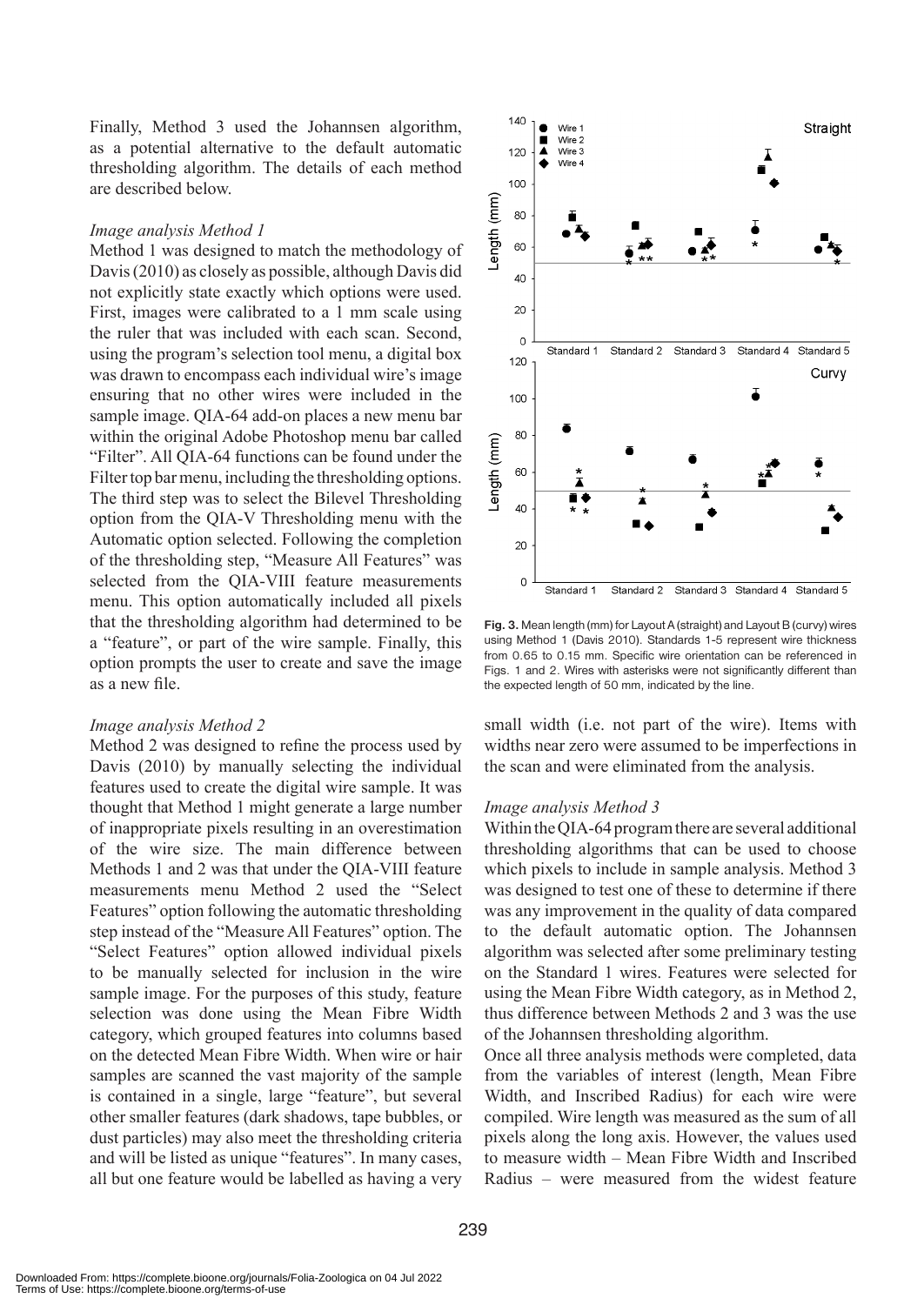Finally, Method 3 used the Johannsen algorithm, as a potential alternative to the default automatic thresholding algorithm. The details of each method are described below.

### *Image analysis Method 1*

Method 1 was designed to match the methodology of Davis (2010) as closely as possible, although Davis did not explicitly state exactly which options were used. First, images were calibrated to a 1 mm scale using the ruler that was included with each scan. Second, using the program's selection tool menu, a digital box was drawn to encompass each individual wire's image ensuring that no other wires were included in the sample image. QIA-64 add-on places a new menu bar within the original Adobe Photoshop menu bar called "Filter". All QIA-64 functions can be found under the Filter top bar menu, including the thresholding options. The third step was to select the Bilevel Thresholding option from the QIA-V Thresholding menu with the Automatic option selected. Following the completion of the thresholding step, "Measure All Features" was selected from the QIA-VIII feature measurements menu. This option automatically included all pixels that the thresholding algorithm had determined to be a "feature", or part of the wire sample. Finally, this option prompts the user to create and save the image as a new file.

### *Image analysis Method 2*

Method 2 was designed to refine the process used by Davis (2010) by manually selecting the individual features used to create the digital wire sample. It was thought that Method 1 might generate a large number of inappropriate pixels resulting in an overestimation of the wire size. The main difference between Methods 1 and 2 was that under the QIA-VIII feature measurements menu Method 2 used the "Select Features" option following the automatic thresholding step instead of the "Measure All Features" option. The "Select Features" option allowed individual pixels to be manually selected for inclusion in the wire sample image. For the purposes of this study, feature selection was done using the Mean Fibre Width category, which grouped features into columns based on the detected Mean Fibre Width. When wire or hair samples are scanned the vast majority of the sample is contained in a single, large "feature", but several other smaller features (dark shadows, tape bubbles, or dust particles) may also meet the thresholding criteria and will be listed as unique "features". In many cases, all but one feature would be labelled as having a very small width (i.e. not part of the wire). Items with widths near zero were assumed to be imperfections in the scan and were eliminated from the analysis.

**Fig. 3.** Mean length (mm) for Layout A (straight) and Layout B (curvy) wires using Method 1 (Davis 2010). Standards 1-5 represent wire thickness from 0.65 to 0.15 mm. Specific wire orientation can be referenced in Figs. 1 and 2. Wires with asterisks were not significantly different than the expected length of 50 mm, indicated by the line.

### *Image analysis Method 3*

Within the QIA-64 program there are several additional thresholding algorithms that can be used to choose which pixels to include in sample analysis. Method 3 was designed to test one of these to determine if there was any improvement in the quality of data compared to the default automatic option. The Johannsen algorithm was selected after some preliminary testing on the Standard 1 wires. Features were selected for using the Mean Fibre Width category, as in Method 2, thus difference between Methods 2 and 3 was the use of the Johannsen thresholding algorithm.

Once all three analysis methods were completed, data from the variables of interest (length, Mean Fibre Width, and Inscribed Radius) for each wire were compiled. Wire length was measured as the sum of all pixels along the long axis. However, the values used to measure width – Mean Fibre Width and Inscribed Radius – were measured from the widest feature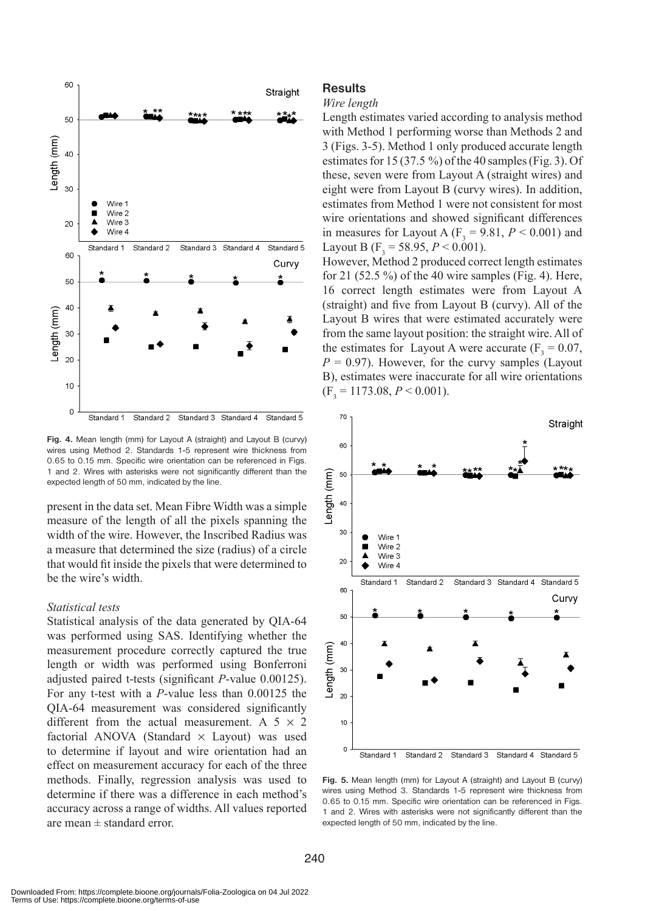Fig. 4. Mean length (mm) for Layout A (straight) and Layout B (curvy) wires using Method 2. Standards 1-5 represent wire thickness from 0.65 to 0.15 mm. Specific wire orientation can be referenced in Figs. 1 and 2. Wires with asterisks were not significantly different than the expected length of 50 mm, indicated by the line.

present in the data set. Mean Fibre Width was a simple measure of the length of all the pixels spanning the width of the wire. However, the Inscribed Radius was a measure that determined the size (radius) of a circle that would fit inside the pixels that were determined to be the wire's width.

### *Statistical tests*

Statistical analysis of the data generated by QIA-64 was performed using SAS. Identifying whether the measurement procedure correctly captured the true length or width was performed using Bonferroni adjusted paired t-tests (significant *P*-value 0.00125). For any t-test with a *P*-value less than 0.00125 the QIA-64 measurement was considered significantly different from the actual measurement. A $5 \times 2$ factorial ANOVA (Standard $\times$ Layout) was used to determine if layout and wire orientation had an effect on measurement accuracy for each of the three methods. Finally, regression analysis was used to determine if there was a difference in each method's accuracy across a range of widths. All values reported are mean ± standard error.

## Results

### *Wire length*

Length estimates varied according to analysis method with Method 1 performing worse than Methods 2 and 3 (Figs. 3-5). Method 1 only produced accurate length estimates for 15 (37.5 %) of the 40 samples (Fig. 3). Of these, seven were from Layout A (straight wires) and eight were from Layout B (curvy wires). In addition, estimates from Method 1 were not consistent for most wire orientations and showed significant differences in measures for Layout A ($F_3 = 9.81$, $P < 0.001$) and Layout B ($F_3 = 58.95$, $P < 0.001$).

However, Method 2 produced correct length estimates for 21 (52.5 %) of the 40 wire samples (Fig. 4). Here, 16 correct length estimates were from Layout A (straight) and five from Layout B (curvy). All of the Layout B wires that were estimated accurately were from the same layout position: the straight wire. All of the estimates for Layout A were accurate ($F_3 = 0.07$, $P = 0.97$). However, for the curvy samples (Layout B), estimates were inaccurate for all wire orientations ($F_3 = 1173.08$, $P < 0.001$).

Fig. 5. Mean length (mm) for Layout A (straight) and Layout B (curvy) wires using Method 3. Standards 1-5 represent wire thickness from 0.65 to 0.15 mm. Specific wire orientation can be referenced in Figs. 1 and 2. Wires with asterisks were not significantly different than the expected length of 50 mm, indicated by the line.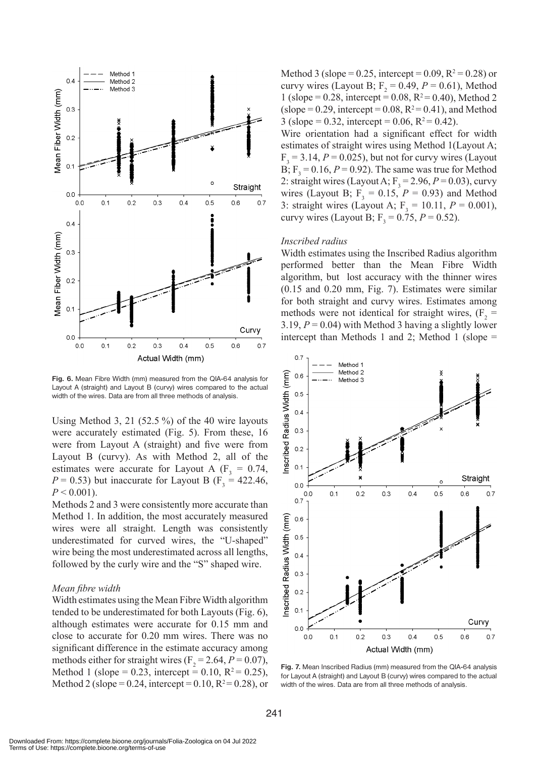Fig. 6. Mean Fibre Width (mm) measured from the QIA-64 analysis for Layout A (straight) and Layout B (curvy) wires compared to the actual width of the wires. Data are from all three methods of analysis.

Using Method 3, 21 (52.5 %) of the 40 wire layouts were accurately estimated (Fig. 5). From these, 16 were from Layout A (straight) and five were from Layout B (curvy). As with Method 2, all of the estimates were accurate for Layout A ($F_3$ = 0.74, $P$ = 0.53) but inaccurate for Layout B ($F_3$ = 422.46, $P$ < 0.001).

Methods 2 and 3 were consistently more accurate than Method 1. In addition, the most accurately measured wires were all straight. Length was consistently underestimated for curved wires, the "U-shaped" wire being the most underestimated across all lengths, followed by the curly wire and the "S" shaped wire.

### *Mean fibre width*

Width estimates using the Mean Fibre Width algorithm tended to be underestimated for both Layouts (Fig. 6), although estimates were accurate for 0.15 mm and close to accurate for 0.20 mm wires. There was no significant difference in the estimate accuracy among methods either for straight wires ($F_2$ = 2.64, $P$ = 0.07), Method 1 (slope = 0.23, intercept = 0.10, $R^2$ = 0.25), Method 2 (slope = 0.24, intercept = 0.10, $R^2$ = 0.28), or Method 3 (slope = 0.25, intercept = 0.09, $R^2$ = 0.28) or curvy wires (Layout B; $F_2$ = 0.49, $P$ = 0.61), Method 1 (slope = 0.28, intercept = 0.08, $R^2$ = 0.40), Method 2 (slope = 0.29, intercept = 0.08, $R^2$ = 0.41), and Method 3 (slope = 0.32, intercept = 0.06, $R^2$ = 0.42).

Wire orientation had a significant effect for width estimates of straight wires using Method 1(Layout A; $F_3$ = 3.14, $P$ = 0.025), but not for curvy wires (Layout B; $F_3$ = 0.16, $P$ = 0.92). The same was true for Method 2: straight wires (Layout A; $F_3$ = 2.96, $P$ = 0.03), curvy wires (Layout B; $F_3$ = 0.15, $P$ = 0.93) and Method 3: straight wires (Layout A; $F_3$ = 10.11, $P$ = 0.001), curvy wires (Layout B; $F_3$ = 0.75, $P$ = 0.52).

### *Inscribed radius*

Width estimates using the Inscribed Radius algorithm performed better than the Mean Fibre Width algorithm, but lost accuracy with the thinner wires (0.15 and 0.20 mm, Fig. 7). Estimates were similar for both straight and curvy wires. Estimates among methods were not identical for straight wires, ($F_2$ = 3.19, $P$ = 0.04) with Method 3 having a slightly lower intercept than Methods 1 and 2; Method 1 (slope =

Fig. 7. Mean Inscribed Radius (mm) measured from the QIA-64 analysis for Layout A (straight) and Layout B (curvy) wires compared to the actual width of the wires. Data are from all three methods of analysis.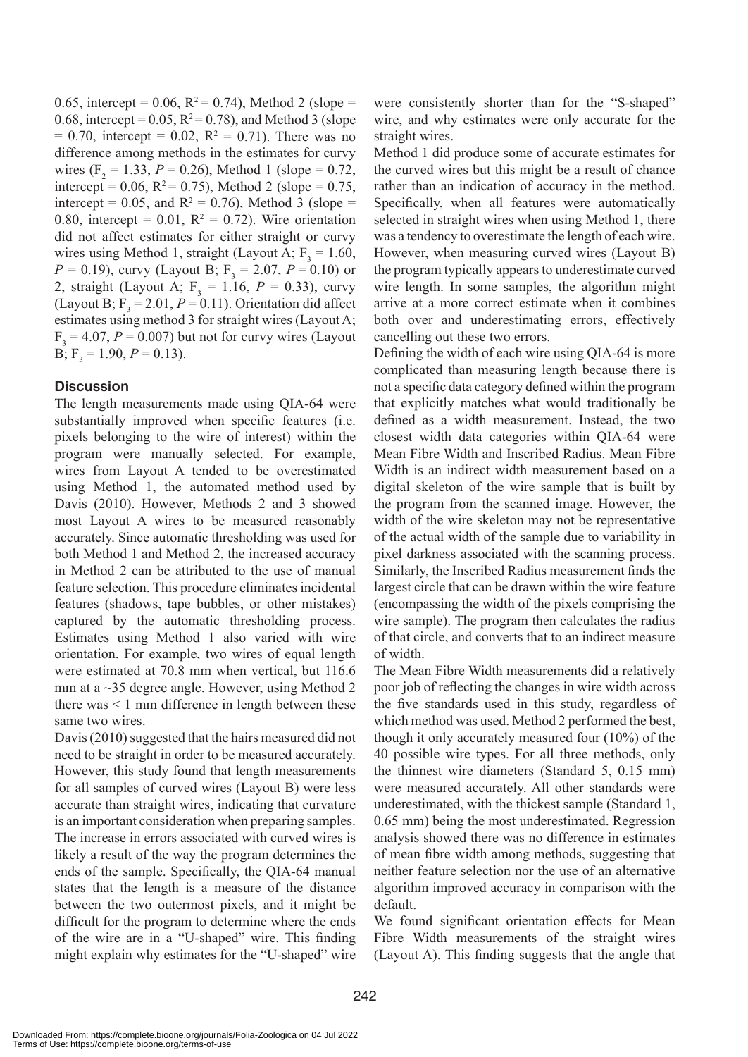0.65, intercept = 0.06, $R^2$ = 0.74), Method 2 (slope = 0.68, intercept = 0.05, $R^2$ = 0.78), and Method 3 (slope = 0.70, intercept = 0.02, $R^2$ = 0.71). There was no difference among methods in the estimates for curvy wires ($F_2$ = 1.33, *P* = 0.26), Method 1 (slope = 0.72, intercept = 0.06, $R^2$ = 0.75), Method 2 (slope = 0.75, intercept = 0.05, and $R^2$ = 0.76), Method 3 (slope = 0.80, intercept = 0.01, $R^2$ = 0.72). Wire orientation did not affect estimates for either straight or curvy wires using Method 1, straight (Layout A; $F_3$ = 1.60, *P* = 0.19), curvy (Layout B; $F_3$ = 2.07, *P* = 0.10) or 2, straight (Layout A; $F_3$ = 1.16, *P* = 0.33), curvy (Layout B; $F_3$ = 2.01, *P* = 0.11). Orientation did affect estimates using method 3 for straight wires (Layout A; $F_3$ = 4.07, *P* = 0.007) but not for curvy wires (Layout B; $F_3$ = 1.90, *P* = 0.13).

## Discussion

The length measurements made using QIA-64 were substantially improved when specific features (i.e. pixels belonging to the wire of interest) within the program were manually selected. For example, wires from Layout A tended to be overestimated using Method 1, the automated method used by Davis (2010). However, Methods 2 and 3 showed most Layout A wires to be measured reasonably accurately. Since automatic thresholding was used for both Method 1 and Method 2, the increased accuracy in Method 2 can be attributed to the use of manual feature selection. This procedure eliminates incidental features (shadows, tape bubbles, or other mistakes) captured by the automatic thresholding process. Estimates using Method 1 also varied with wire orientation. For example, two wires of equal length were estimated at 70.8 mm when vertical, but 116.6 mm at a ~35 degree angle. However, using Method 2 there was < 1 mm difference in length between these same two wires.

Davis (2010) suggested that the hairs measured did not need to be straight in order to be measured accurately. However, this study found that length measurements for all samples of curved wires (Layout B) were less accurate than straight wires, indicating that curvature is an important consideration when preparing samples. The increase in errors associated with curved wires is likely a result of the way the program determines the ends of the sample. Specifically, the QIA-64 manual states that the length is a measure of the distance between the two outermost pixels, and it might be difficult for the program to determine where the ends of the wire are in a "U-shaped" wire. This finding might explain why estimates for the "U-shaped" wire were consistently shorter than for the "S-shaped" wire, and why estimates were only accurate for the straight wires.

Method 1 did produce some of accurate estimates for the curved wires but this might be a result of chance rather than an indication of accuracy in the method. Specifically, when all features were automatically selected in straight wires when using Method 1, there was a tendency to overestimate the length of each wire. However, when measuring curved wires (Layout B) the program typically appears to underestimate curved wire length. In some samples, the algorithm might arrive at a more correct estimate when it combines both over and underestimating errors, effectively cancelling out these two errors.

Defining the width of each wire using QIA-64 is more complicated than measuring length because there is not a specific data category defined within the program that explicitly matches what would traditionally be defined as a width measurement. Instead, the two closest width data categories within QIA-64 were Mean Fibre Width and Inscribed Radius. Mean Fibre Width is an indirect width measurement based on a digital skeleton of the wire sample that is built by the program from the scanned image. However, the width of the wire skeleton may not be representative of the actual width of the sample due to variability in pixel darkness associated with the scanning process. Similarly, the Inscribed Radius measurement finds the largest circle that can be drawn within the wire feature (encompassing the width of the pixels comprising the wire sample). The program then calculates the radius of that circle, and converts that to an indirect measure of width.

The Mean Fibre Width measurements did a relatively poor job of reflecting the changes in wire width across the five standards used in this study, regardless of which method was used. Method 2 performed the best, though it only accurately measured four (10%) of the 40 possible wire types. For all three methods, only the thinnest wire diameters (Standard 5, 0.15 mm) were measured accurately. All other standards were underestimated, with the thickest sample (Standard 1, 0.65 mm) being the most underestimated. Regression analysis showed there was no difference in estimates of mean fibre width among methods, suggesting that neither feature selection nor the use of an alternative algorithm improved accuracy in comparison with the default.

We found significant orientation effects for Mean Fibre Width measurements of the straight wires (Layout A). This finding suggests that the angle that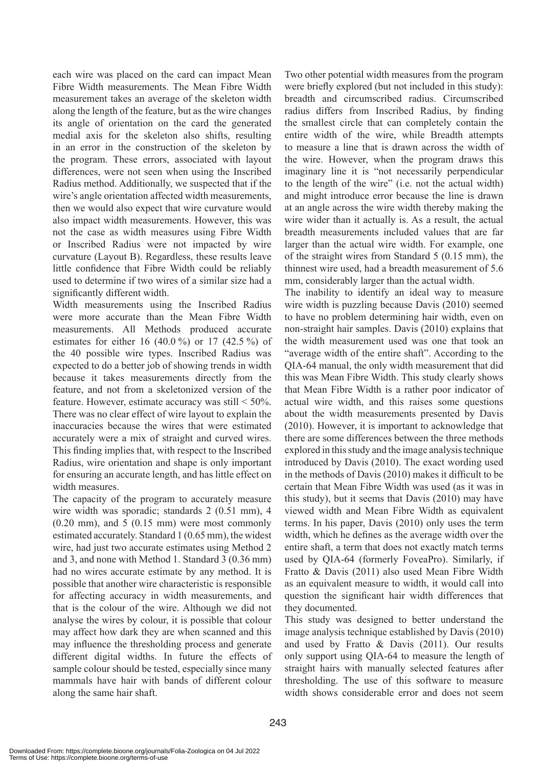each wire was placed on the card can impact Mean Fibre Width measurements. The Mean Fibre Width measurement takes an average of the skeleton width along the length of the feature, but as the wire changes its angle of orientation on the card the generated medial axis for the skeleton also shifts, resulting in an error in the construction of the skeleton by the program. These errors, associated with layout differences, were not seen when using the Inscribed Radius method. Additionally, we suspected that if the wire's angle orientation affected width measurements, then we would also expect that wire curvature would also impact width measurements. However, this was not the case as width measures using Fibre Width or Inscribed Radius were not impacted by wire curvature (Layout B). Regardless, these results leave little confidence that Fibre Width could be reliably used to determine if two wires of a similar size had a significantly different width.

Width measurements using the Inscribed Radius were more accurate than the Mean Fibre Width measurements. All Methods produced accurate estimates for either 16 (40.0 %) or 17 (42.5 %) of the 40 possible wire types. Inscribed Radius was expected to do a better job of showing trends in width because it takes measurements directly from the feature, and not from a skeletonized version of the feature. However, estimate accuracy was still < 50%. There was no clear effect of wire layout to explain the inaccuracies because the wires that were estimated accurately were a mix of straight and curved wires. This finding implies that, with respect to the Inscribed Radius, wire orientation and shape is only important for ensuring an accurate length, and has little effect on width measures.

The capacity of the program to accurately measure wire width was sporadic; standards 2 (0.51 mm), 4 (0.20 mm), and 5 (0.15 mm) were most commonly estimated accurately. Standard 1 (0.65 mm), the widest wire, had just two accurate estimates using Method 2 and 3, and none with Method 1. Standard 3 (0.36 mm) had no wires accurate estimate by any method. It is possible that another wire characteristic is responsible for affecting accuracy in width measurements, and that is the colour of the wire. Although we did not analyse the wires by colour, it is possible that colour may affect how dark they are when scanned and this may influence the thresholding process and generate different digital widths. In future the effects of sample colour should be tested, especially since many mammals have hair with bands of different colour along the same hair shaft.

Two other potential width measures from the program were briefly explored (but not included in this study): breadth and circumscribed radius. Circumscribed radius differs from Inscribed Radius, by finding the smallest circle that can completely contain the entire width of the wire, while Breadth attempts to measure a line that is drawn across the width of the wire. However, when the program draws this imaginary line it is "not necessarily perpendicular to the length of the wire" (i.e. not the actual width) and might introduce error because the line is drawn at an angle across the wire width thereby making the wire wider than it actually is. As a result, the actual breadth measurements included values that are far larger than the actual wire width. For example, one of the straight wires from Standard 5 (0.15 mm), the thinnest wire used, had a breadth measurement of 5.6 mm, considerably larger than the actual width.

The inability to identify an ideal way to measure wire width is puzzling because Davis (2010) seemed to have no problem determining hair width, even on non-straight hair samples. Davis (2010) explains that the width measurement used was one that took an "average width of the entire shaft". According to the QIA-64 manual, the only width measurement that did this was Mean Fibre Width. This study clearly shows that Mean Fibre Width is a rather poor indicator of actual wire width, and this raises some questions about the width measurements presented by Davis (2010). However, it is important to acknowledge that there are some differences between the three methods explored in this study and the image analysis technique introduced by Davis (2010). The exact wording used in the methods of Davis (2010) makes it difficult to be certain that Mean Fibre Width was used (as it was in this study), but it seems that Davis (2010) may have viewed width and Mean Fibre Width as equivalent terms. In his paper, Davis (2010) only uses the term width, which he defines as the average width over the entire shaft, a term that does not exactly match terms used by QIA-64 (formerly FoveaPro). Similarly, if Fratto & Davis (2011) also used Mean Fibre Width as an equivalent measure to width, it would call into question the significant hair width differences that they documented.

This study was designed to better understand the image analysis technique established by Davis (2010) and used by Fratto & Davis (2011). Our results only support using QIA-64 to measure the length of straight hairs with manually selected features after thresholding. The use of this software to measure width shows considerable error and does not seem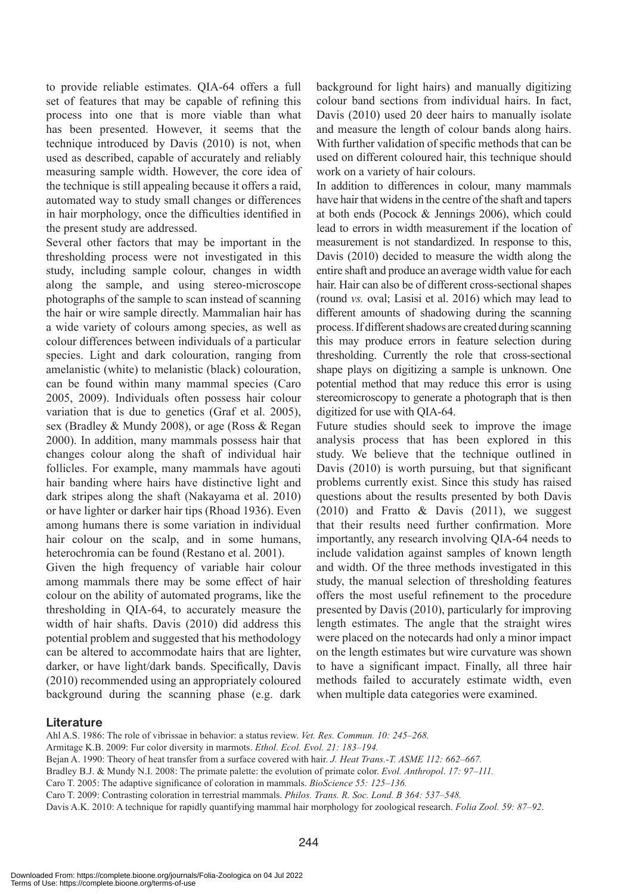to provide reliable estimates. QIA-64 offers a full set of features that may be capable of refining this process into one that is more viable than what has been presented. However, it seems that the technique introduced by Davis (2010) is not, when used as described, capable of accurately and reliably measuring sample width. However, the core idea of the technique is still appealing because it offers a raid, automated way to study small changes or differences in hair morphology, once the difficulties identified in the present study are addressed.

Several other factors that may be important in the thresholding process were not investigated in this study, including sample colour, changes in width along the sample, and using stereo-microscope photographs of the sample to scan instead of scanning the hair or wire sample directly. Mammalian hair has a wide variety of colours among species, as well as colour differences between individuals of a particular species. Light and dark colouration, ranging from amelanistic (white) to melanistic (black) colouration, can be found within many mammal species (Caro 2005, 2009). Individuals often possess hair colour variation that is due to genetics (Graf et al. 2005), sex (Bradley & Mundy 2008), or age (Ross & Regan 2000). In addition, many mammals possess hair that changes colour along the shaft of individual hair follicles. For example, many mammals have agouti hair banding where hairs have distinctive light and dark stripes along the shaft (Nakayama et al. 2010) or have lighter or darker hair tips (Rhoad 1936). Even among humans there is some variation in individual hair colour on the scalp, and in some humans, heterochromia can be found (Restano et al. 2001).

Given the high frequency of variable hair colour among mammals there may be some effect of hair colour on the ability of automated programs, like the thresholding in QIA-64, to accurately measure the width of hair shafts. Davis (2010) did address this potential problem and suggested that his methodology can be altered to accommodate hairs that are lighter, darker, or have light/dark bands. Specifically, Davis (2010) recommended using an appropriately coloured background during the scanning phase (e.g. dark background for light hairs) and manually digitizing colour band sections from individual hairs. In fact, Davis (2010) used 20 deer hairs to manually isolate and measure the length of colour bands along hairs. With further validation of specific methods that can be used on different coloured hair, this technique should work on a variety of hair colours.

In addition to differences in colour, many mammals have hair that widens in the centre of the shaft and tapers at both ends (Pocock & Jennings 2006), which could lead to errors in width measurement if the location of measurement is not standardized. In response to this, Davis (2010) decided to measure the width along the entire shaft and produce an average width value for each hair. Hair can also be of different cross-sectional shapes (round *vs.* oval; Lasisi et al. 2016) which may lead to different amounts of shadowing during the scanning process. If different shadows are created during scanning this may produce errors in feature selection during thresholding. Currently the role that cross-sectional shape plays on digitizing a sample is unknown. One potential method that may reduce this error is using stereomicroscopy to generate a photograph that is then digitized for use with QIA-64.

Future studies should seek to improve the image analysis process that has been explored in this study. We believe that the technique outlined in Davis (2010) is worth pursuing, but that significant problems currently exist. Since this study has raised questions about the results presented by both Davis (2010) and Fratto & Davis (2011), we suggest that their results need further confirmation. More importantly, any research involving QIA-64 needs to include validation against samples of known length and width. Of the three methods investigated in this study, the manual selection of thresholding features offers the most useful refinement to the procedure presented by Davis (2010), particularly for improving length estimates. The angle that the straight wires were placed on the notecards had only a minor impact on the length estimates but wire curvature was shown to have a significant impact. Finally, all three hair methods failed to accurately estimate width, even when multiple data categories were examined.

## Literature

Ahl A.S. 1986: The role of vibrissae in behavior: a status review. *Vet. Res. Commun. 10: 245–268.*

Armitage K.B. 2009: Fur color diversity in marmots. *Ethol. Ecol. Evol. 21: 183–194.*

Bejan A. 1990: Theory of heat transfer from a surface covered with hair. *J. Heat Trans.-T. ASME 112: 662–667.*

Bradley B.J. & Mundy N.I. 2008: The primate palette: the evolution of primate color. *Evol. Anthropol. 17: 97–111.*

Caro T. 2005: The adaptive significance of coloration in mammals. *BioScience 55: 125–136.*

Caro T. 2009: Contrasting coloration in terrestrial mammals. *Philos. Trans. R. Soc. Lond. B 364: 537–548.*

Davis A.K. 2010: A technique for rapidly quantifying mammal hair morphology for zoological research. *Folia Zool. 59: 87–92.*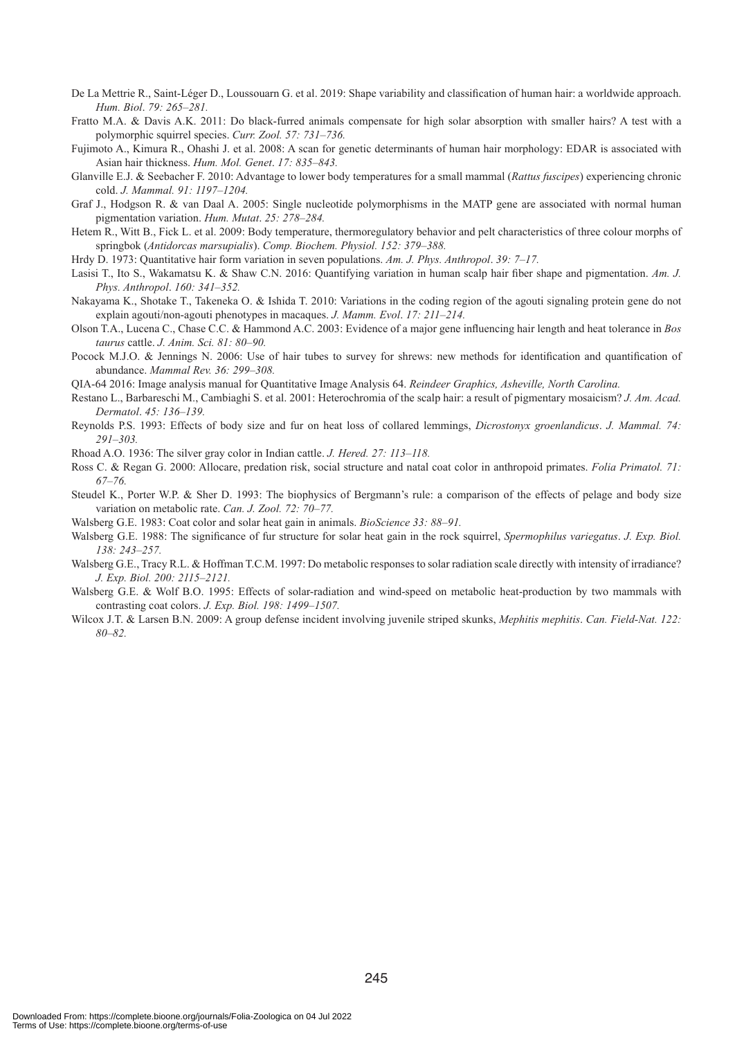De La Mettrie R., Saint-Léger D., Loussouarn G. et al. 2019: Shape variability and classification of human hair: a worldwide approach. *Hum. Biol. 79: 265–281.*

Fratto M.A. & Davis A.K. 2011: Do black-furred animals compensate for high solar absorption with smaller hairs? A test with a polymorphic squirrel species. *Curr. Zool. 57: 731–736.*

Fujimoto A., Kimura R., Ohashi J. et al. 2008: A scan for genetic determinants of human hair morphology: EDAR is associated with Asian hair thickness. *Hum. Mol. Genet. 17: 835–843.*

Glanville E.J. & Seebacher F. 2010: Advantage to lower body temperatures for a small mammal (*Rattus fuscipes*) experiencing chronic cold. *J. Mammal. 91: 1197–1204.*

Graf J., Hodgson R. & van Daal A. 2005: Single nucleotide polymorphisms in the MATP gene are associated with normal human pigmentation variation. *Hum. Mutat. 25: 278–284.*

Hetem R., Witt B., Fick L. et al. 2009: Body temperature, thermoregulatory behavior and pelt characteristics of three colour morphs of springbok (*Antidorcas marsupialis*). *Comp. Biochem. Physiol. 152: 379–388.*

Hrdy D. 1973: Quantitative hair form variation in seven populations. *Am. J. Phys. Anthropol. 39: 7–17.*

Lasisi T., Ito S., Wakamatsu K. & Shaw C.N. 2016: Quantifying variation in human scalp hair fiber shape and pigmentation. *Am. J. Phys. Anthropol. 160: 341–352.*

Nakayama K., Shotake T., Takeneka O. & Ishida T. 2010: Variations in the coding region of the agouti signaling protein gene do not explain agouti/non-agouti phenotypes in macaques. *J. Mamm. Evol. 17: 211–214.*

Olson T.A., Lucena C., Chase C.C. & Hammond A.C. 2003: Evidence of a major gene influencing hair length and heat tolerance in *Bos taurus* cattle. *J. Anim. Sci. 81: 80–90.*

Pocock M.J.O. & Jennings N. 2006: Use of hair tubes to survey for shrews: new methods for identification and quantification of abundance. *Mammal Rev. 36: 299–308.*

QIA-64 2016: Image analysis manual for Quantitative Image Analysis 64. *Reindeer Graphics, Asheville, North Carolina.*

Restano L., Barbareschi M., Cambiaghi S. et al. 2001: Heterochromia of the scalp hair: a result of pigmentary mosaicism? *J. Am. Acad. Dermatol. 45: 136–139.*

Reynolds P.S. 1993: Effects of body size and fur on heat loss of collared lemmings, *Dicrostonyx groenlandicus*. *J. Mammal. 74: 291–303.*

Rhoad A.O. 1936: The silver gray color in Indian cattle. *J. Hered. 27: 113–118.*

Ross C. & Regan G. 2000: Allocare, predation risk, social structure and natal coat color in anthropoid primates. *Folia Primatol. 71: 67–76.*

Steudel K., Porter W.P. & Sher D. 1993: The biophysics of Bergmann's rule: a comparison of the effects of pelage and body size variation on metabolic rate. *Can. J. Zool. 72: 70–77.*

Walsberg G.E. 1983: Coat color and solar heat gain in animals. *BioScience 33: 88–91.*

Walsberg G.E. 1988: The significance of fur structure for solar heat gain in the rock squirrel, *Spermophilus variegatus*. *J. Exp. Biol. 138: 243–257.*

Walsberg G.E., Tracy R.L. & Hoffman T.C.M. 1997: Do metabolic responses to solar radiation scale directly with intensity of irradiance? *J. Exp. Biol. 200: 2115–2121.*

Walsberg G.E. & Wolf B.O. 1995: Effects of solar-radiation and wind-speed on metabolic heat-production by two mammals with contrasting coat colors. *J. Exp. Biol. 198: 1499–1507.*

Wilcox J.T. & Larsen B.N. 2009: A group defense incident involving juvenile striped skunks, *Mephitis mephitis*. *Can. Field-Nat. 122: 80–82.*